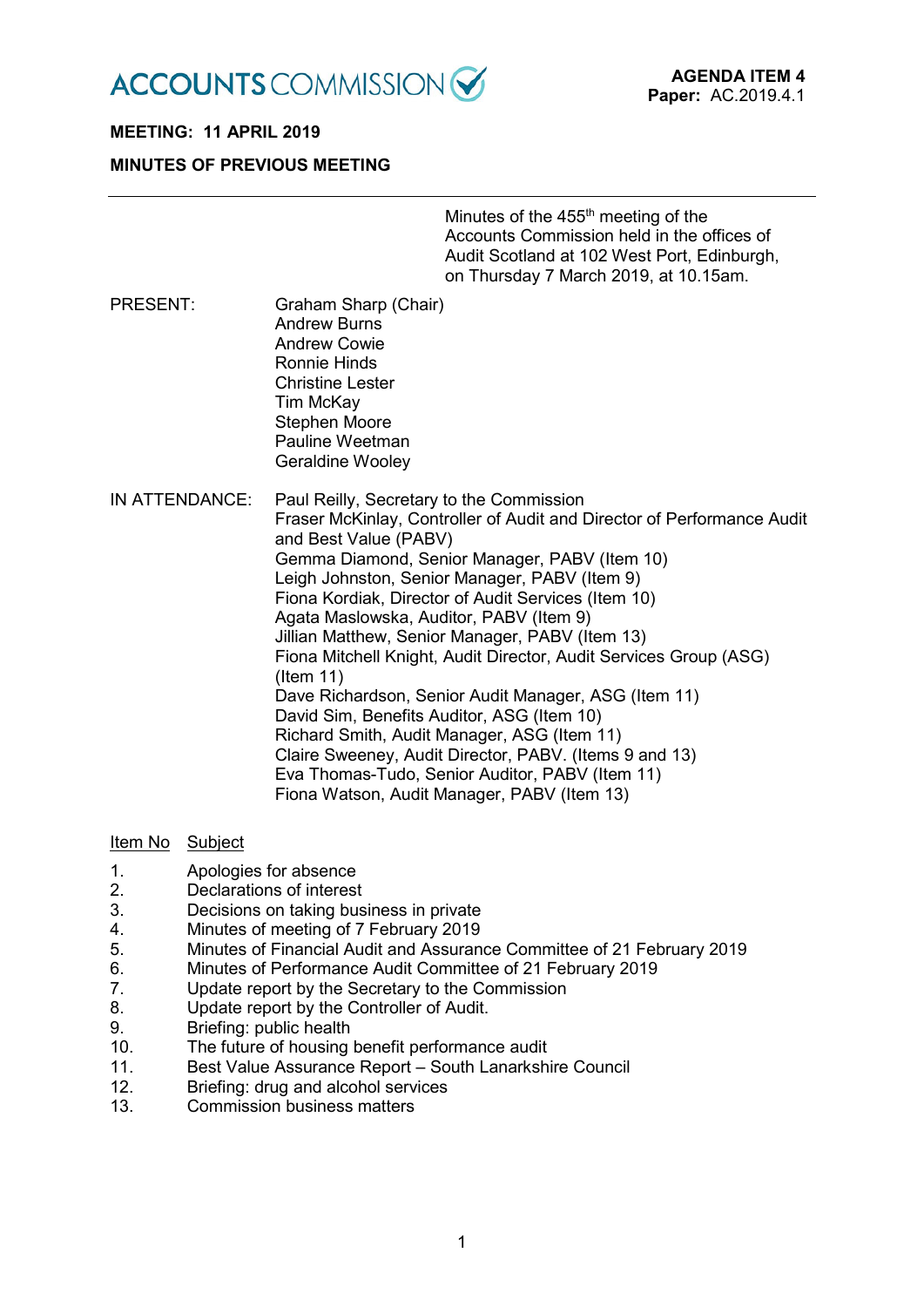ACCOUNTS COMMISSION

**AGENDA ITEM 4**
**Paper:** AC.2019.4.1

**MEETING: 11 APRIL 2019**

**MINUTES OF PREVIOUS MEETING**

---

Minutes of the 455th meeting of the Accounts Commission held in the offices of Audit Scotland at 102 West Port, Edinburgh, on Thursday 7 March 2019, at 10.15am.

PRESENT:

Graham Sharp (Chair)
Andrew Burns
Andrew Cowie
Ronnie Hinds
Christine Lester
Tim McKay
Stephen Moore
Pauline Weetman
Geraldine Wooley

IN ATTENDANCE:

Paul Reilly, Secretary to the Commission
Fraser McKinlay, Controller of Audit and Director of Performance Audit and Best Value (PABV)
Gemma Diamond, Senior Manager, PABV (Item 10)
Leigh Johnston, Senior Manager, PABV (Item 9)
Fiona Kordiak, Director of Audit Services (Item 10)
Agata Maslowska, Auditor, PABV (Item 9)
Jillian Matthew, Senior Manager, PABV (Item 13)
Fiona Mitchell Knight, Audit Director, Audit Services Group (ASG) (Item 11)
Dave Richardson, Senior Audit Manager, ASG (Item 11)
David Sim, Benefits Auditor, ASG (Item 10)
Richard Smith, Audit Manager, ASG (Item 11)
Claire Sweeney, Audit Director, PABV. (Items 9 and 13)
Eva Thomas-Tudo, Senior Auditor, PABV (Item 11)
Fiona Watson, Audit Manager, PABV (Item 13)

| Item No | Subject |
|---|---|
| 1. | Apologies for absence |
| 2. | Declarations of interest |
| 3. | Decisions on taking business in private |
| 4. | Minutes of meeting of 7 February 2019 |
| 5. | Minutes of Financial Audit and Assurance Committee of 21 February 2019 |
| 6. | Minutes of Performance Audit Committee of 21 February 2019 |
| 7. | Update report by the Secretary to the Commission |
| 8. | Update report by the Controller of Audit. |
| 9. | Briefing: public health |
| 10. | The future of housing benefit performance audit |
| 11. | Best Value Assurance Report – South Lanarkshire Council |
| 12. | Briefing: drug and alcohol services |
| 13. | Commission business matters |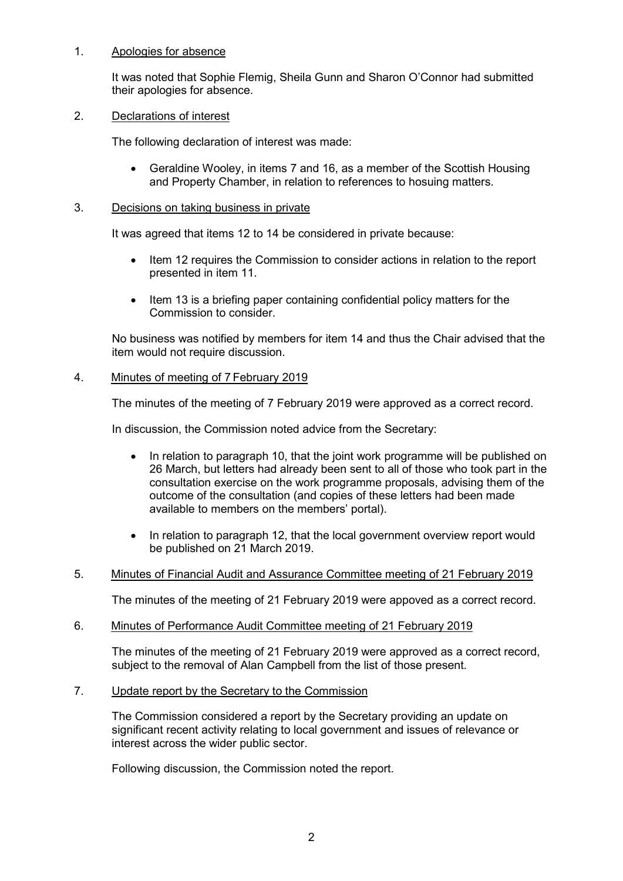1. Apologies for absence

   It was noted that Sophie Flemig, Sheila Gunn and Sharon O'Connor had submitted their apologies for absence.

2. Declarations of interest

   The following declaration of interest was made:

   - Geraldine Wooley, in items 7 and 16, as a member of the Scottish Housing and Property Chamber, in relation to references to hosuing matters.

3. Decisions on taking business in private

   It was agreed that items 12 to 14 be considered in private because:

   - Item 12 requires the Commission to consider actions in relation to the report presented in item 11.

   - Item 13 is a briefing paper containing confidential policy matters for the Commission to consider.

   No business was notified by members for item 14 and thus the Chair advised that the item would not require discussion.

4. Minutes of meeting of 7 February 2019

   The minutes of the meeting of 7 February 2019 were approved as a correct record.

   In discussion, the Commission noted advice from the Secretary:

   - In relation to paragraph 10, that the joint work programme will be published on 26 March, but letters had already been sent to all of those who took part in the consultation exercise on the work programme proposals, advising them of the outcome of the consultation (and copies of these letters had been made available to members on the members' portal).

   - In relation to paragraph 12, that the local government overview report would be published on 21 March 2019.

5. Minutes of Financial Audit and Assurance Committee meeting of 21 February 2019

   The minutes of the meeting of 21 February 2019 were appoved as a correct record.

6. Minutes of Performance Audit Committee meeting of 21 February 2019

   The minutes of the meeting of 21 February 2019 were approved as a correct record, subject to the removal of Alan Campbell from the list of those present.

7. Update report by the Secretary to the Commission

   The Commission considered a report by the Secretary providing an update on significant recent activity relating to local government and issues of relevance or interest across the wider public sector.

   Following discussion, the Commission noted the report.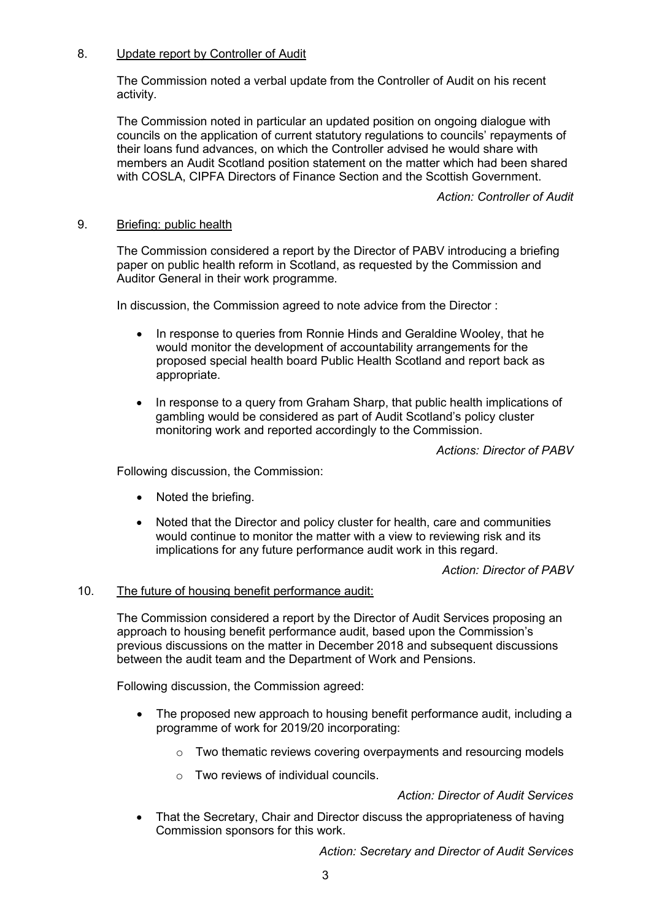8. <u>Update report by Controller of Audit</u>

The Commission noted a verbal update from the Controller of Audit on his recent activity.

The Commission noted in particular an updated position on ongoing dialogue with councils on the application of current statutory regulations to councils' repayments of their loans fund advances, on which the Controller advised he would share with members an Audit Scotland position statement on the matter which had been shared with COSLA, CIPFA Directors of Finance Section and the Scottish Government.

*Action: Controller of Audit*

9. <u>Briefing: public health</u>

The Commission considered a report by the Director of PABV introducing a briefing paper on public health reform in Scotland, as requested by the Commission and Auditor General in their work programme.

In discussion, the Commission agreed to note advice from the Director :

- In response to queries from Ronnie Hinds and Geraldine Wooley, that he would monitor the development of accountability arrangements for the proposed special health board Public Health Scotland and report back as appropriate.
- In response to a query from Graham Sharp, that public health implications of gambling would be considered as part of Audit Scotland's policy cluster monitoring work and reported accordingly to the Commission.

*Actions: Director of PABV*

Following discussion, the Commission:

- Noted the briefing.
- Noted that the Director and policy cluster for health, care and communities would continue to monitor the matter with a view to reviewing risk and its implications for any future performance audit work in this regard.

*Action: Director of PABV*

10. <u>The future of housing benefit performance audit:</u>

The Commission considered a report by the Director of Audit Services proposing an approach to housing benefit performance audit, based upon the Commission's previous discussions on the matter in December 2018 and subsequent discussions between the audit team and the Department of Work and Pensions.

Following discussion, the Commission agreed:

- The proposed new approach to housing benefit performance audit, including a programme of work for 2019/20 incorporating:
  - Two thematic reviews covering overpayments and resourcing models
  - Two reviews of individual councils.

*Action: Director of Audit Services*

- That the Secretary, Chair and Director discuss the appropriateness of having Commission sponsors for this work.

*Action: Secretary and Director of Audit Services*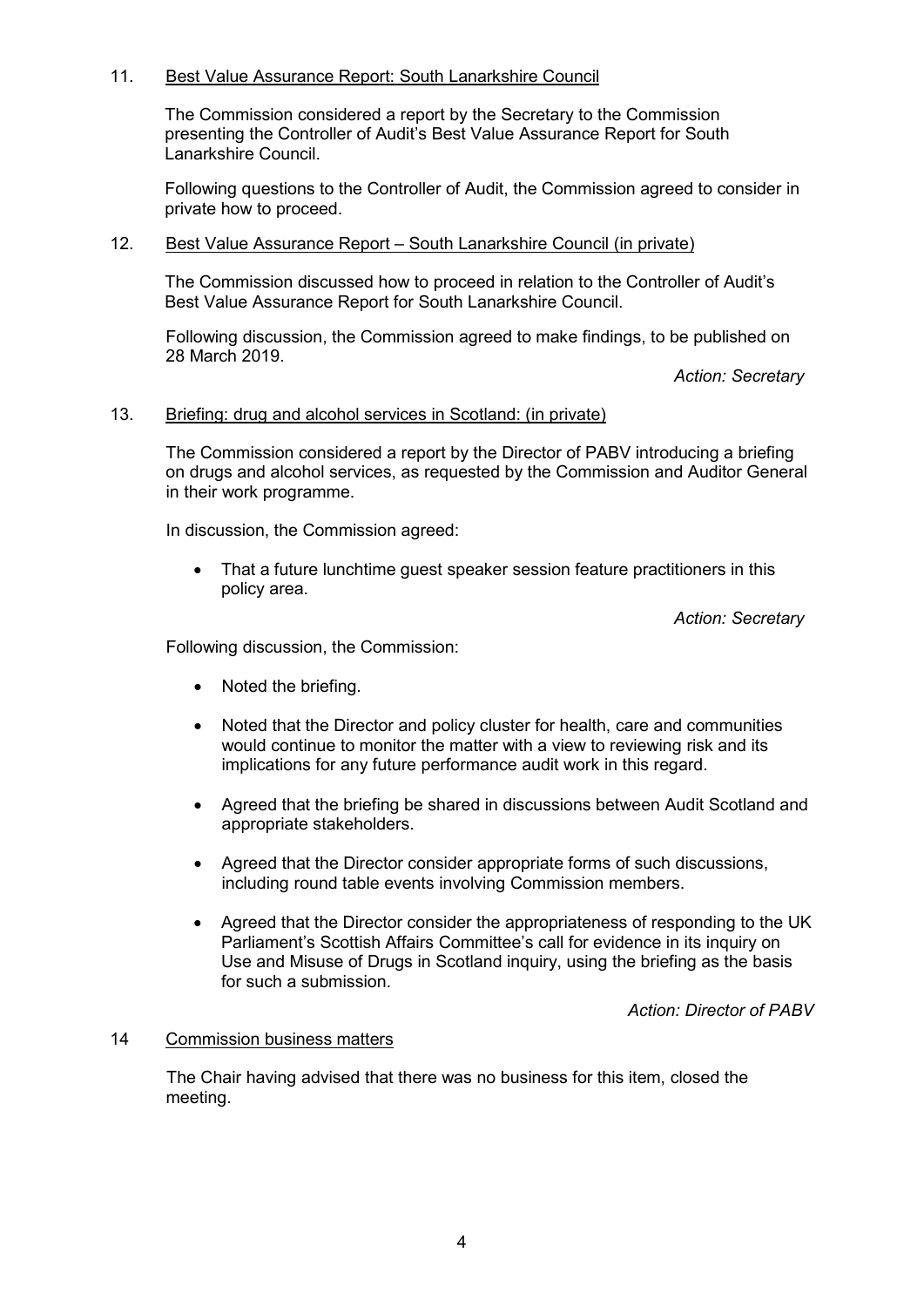11. Best Value Assurance Report: South Lanarkshire Council

The Commission considered a report by the Secretary to the Commission presenting the Controller of Audit's Best Value Assurance Report for South Lanarkshire Council.

Following questions to the Controller of Audit, the Commission agreed to consider in private how to proceed.

12. Best Value Assurance Report – South Lanarkshire Council (in private)

The Commission discussed how to proceed in relation to the Controller of Audit's Best Value Assurance Report for South Lanarkshire Council.

Following discussion, the Commission agreed to make findings, to be published on 28 March 2019.

*Action: Secretary*

13. Briefing: drug and alcohol services in Scotland: (in private)

The Commission considered a report by the Director of PABV introducing a briefing on drugs and alcohol services, as requested by the Commission and Auditor General in their work programme.

In discussion, the Commission agreed:

- That a future lunchtime guest speaker session feature practitioners in this policy area.

*Action: Secretary*

Following discussion, the Commission:

- Noted the briefing.
- Noted that the Director and policy cluster for health, care and communities would continue to monitor the matter with a view to reviewing risk and its implications for any future performance audit work in this regard.
- Agreed that the briefing be shared in discussions between Audit Scotland and appropriate stakeholders.
- Agreed that the Director consider appropriate forms of such discussions, including round table events involving Commission members.
- Agreed that the Director consider the appropriateness of responding to the UK Parliament's Scottish Affairs Committee's call for evidence in its inquiry on Use and Misuse of Drugs in Scotland inquiry, using the briefing as the basis for such a submission.

*Action: Director of PABV*

14 Commission business matters

The Chair having advised that there was no business for this item, closed the meeting.